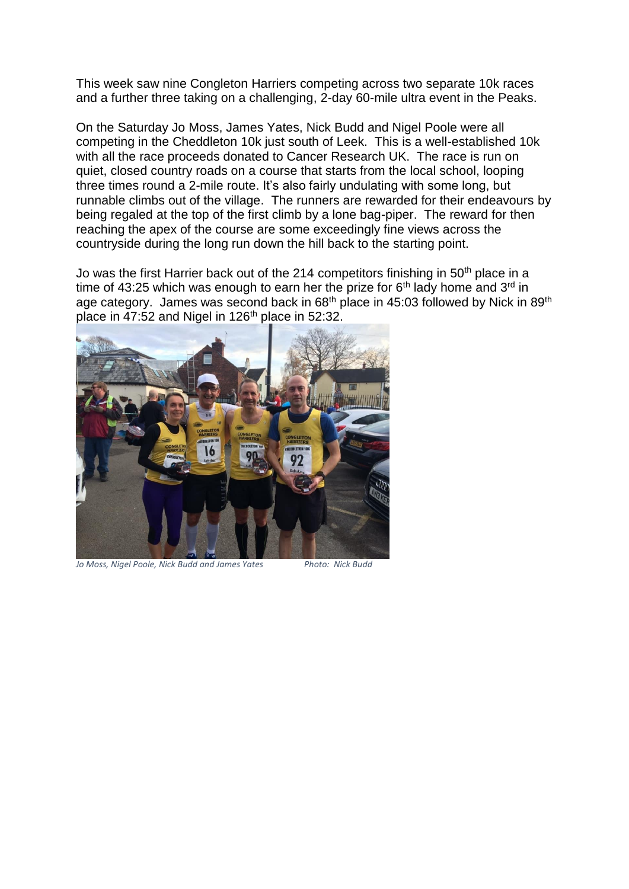This week saw nine Congleton Harriers competing across two separate 10k races and a further three taking on a challenging, 2-day 60-mile ultra event in the Peaks.

On the Saturday Jo Moss, James Yates, Nick Budd and Nigel Poole were all competing in the Cheddleton 10k just south of Leek. This is a well-established 10k with all the race proceeds donated to Cancer Research UK. The race is run on quiet, closed country roads on a course that starts from the local school, looping three times round a 2-mile route. It's also fairly undulating with some long, but runnable climbs out of the village. The runners are rewarded for their endeavours by being regaled at the top of the first climb by a lone bag-piper. The reward for then reaching the apex of the course are some exceedingly fine views across the countryside during the long run down the hill back to the starting point.

Jo was the first Harrier back out of the 214 competitors finishing in 50th place in a time of 43:25 which was enough to earn her the prize for 6th lady home and 3rd in age category. James was second back in 68th place in 45:03 followed by Nick in 89th place in 47:52 and Nigel in 126th place in 52:32.

*Jo Moss, Nigel Poole, Nick Budd and James Yates* *Photo: Nick Budd*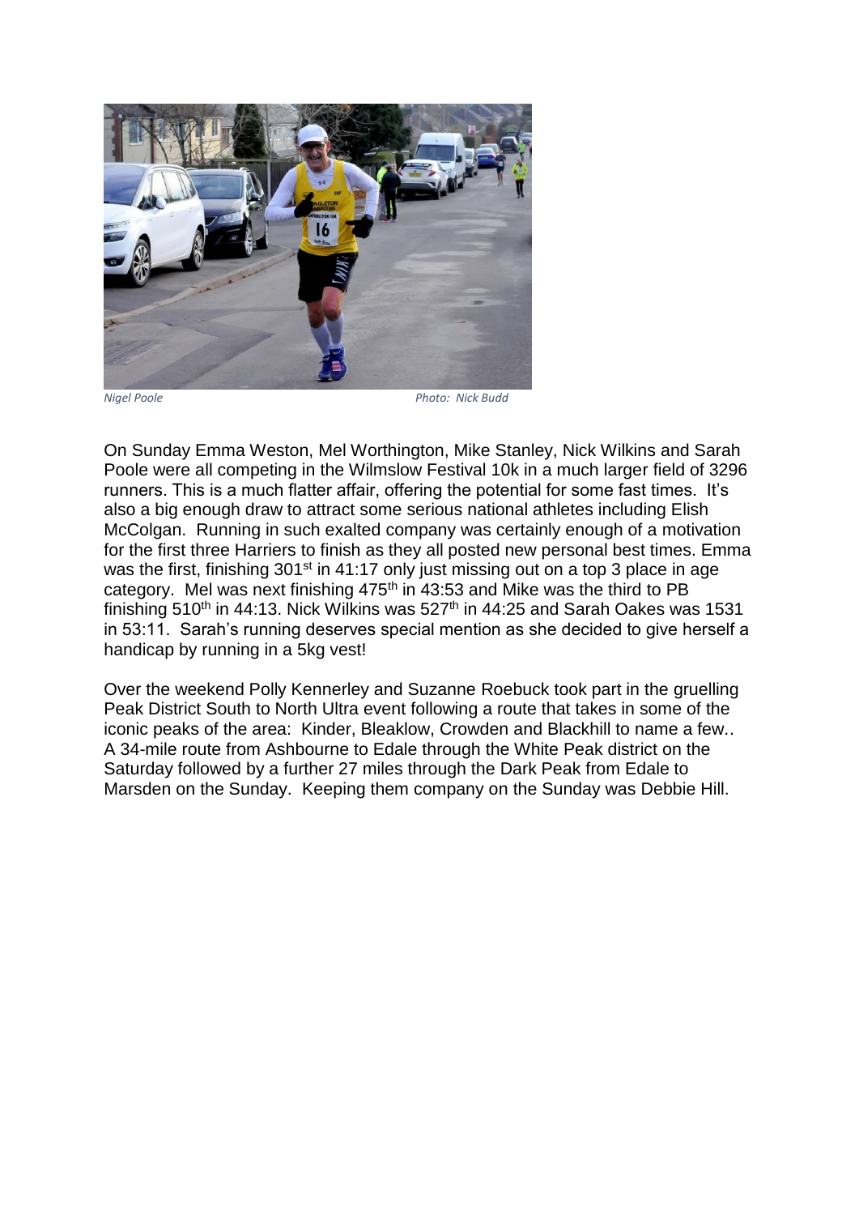*Nigel Poole* *Photo: Nick Budd*

On Sunday Emma Weston, Mel Worthington, Mike Stanley, Nick Wilkins and Sarah Poole were all competing in the Wilmslow Festival 10k in a much larger field of 3296 runners. This is a much flatter affair, offering the potential for some fast times. It's also a big enough draw to attract some serious national athletes including Elish McColgan. Running in such exalted company was certainly enough of a motivation for the first three Harriers to finish as they all posted new personal best times. Emma was the first, finishing 301st in 41:17 only just missing out on a top 3 place in age category. Mel was next finishing 475th in 43:53 and Mike was the third to PB finishing 510th in 44:13. Nick Wilkins was 527th in 44:25 and Sarah Oakes was 1531 in 53:11. Sarah's running deserves special mention as she decided to give herself a handicap by running in a 5kg vest!

Over the weekend Polly Kennerley and Suzanne Roebuck took part in the gruelling Peak District South to North Ultra event following a route that takes in some of the iconic peaks of the area: Kinder, Bleaklow, Crowden and Blackhill to name a few.. A 34-mile route from Ashbourne to Edale through the White Peak district on the Saturday followed by a further 27 miles through the Dark Peak from Edale to Marsden on the Sunday. Keeping them company on the Sunday was Debbie Hill.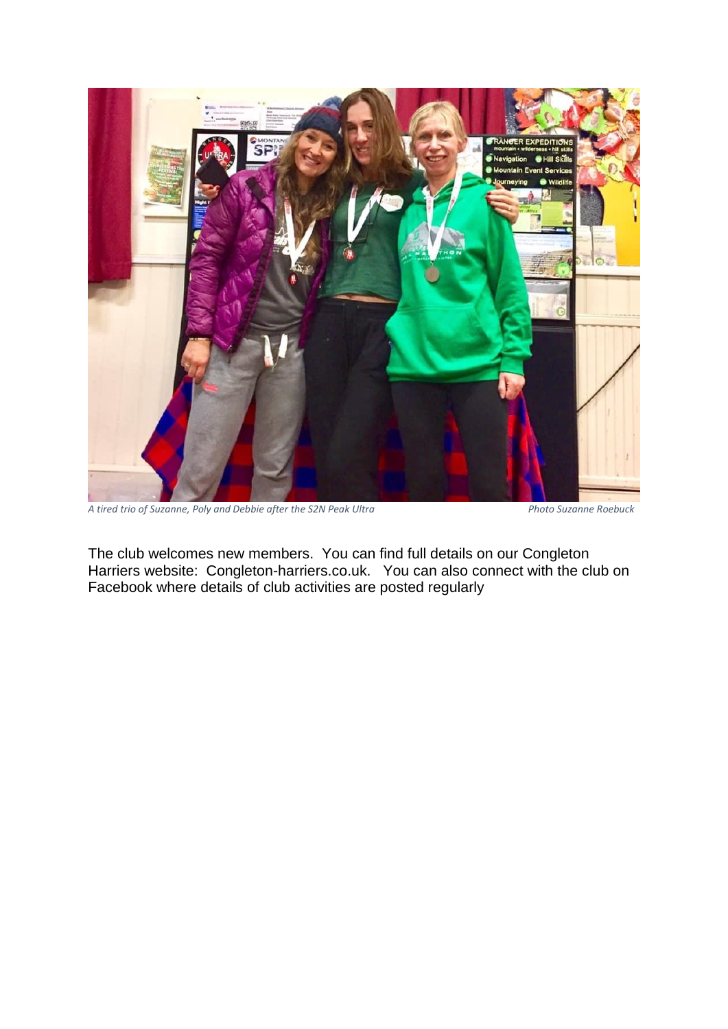*A tired trio of Suzanne, Poly and Debbie after the S2N Peak Ultra* *Photo Suzanne Roebuck*

The club welcomes new members. You can find full details on our Congleton Harriers website: Congleton-harriers.co.uk. You can also connect with the club on Facebook where details of club activities are posted regularly